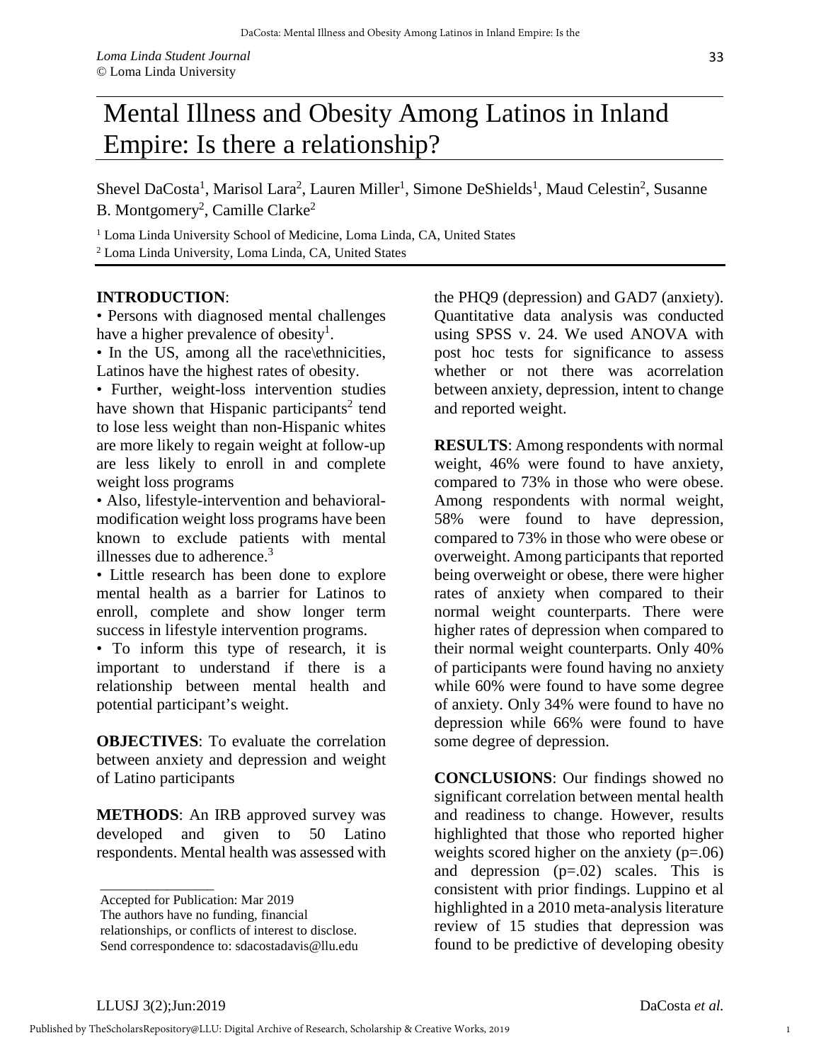*Loma Linda Student Journal*
© Loma Linda University

# Mental Illness and Obesity Among Latinos in Inland Empire: Is there a relationship?

Shevel DaCosta[1], Marisol Lara[2], Lauren Miller[1], Simone DeShields[1], Maud Celestin[2], Susanne B. Montgomery[2], Camille Clarke[2]

[1] Loma Linda University School of Medicine, Loma Linda, CA, United States
[2] Loma Linda University, Loma Linda, CA, United States

**INTRODUCTION**:

- Persons with diagnosed mental challenges have a higher prevalence of obesity[1].
- In the US, among all the race\ethnicities, Latinos have the highest rates of obesity.
- Further, weight-loss intervention studies have shown that Hispanic participants[2] tend to lose less weight than non-Hispanic whites are more likely to regain weight at follow-up are less likely to enroll in and complete weight loss programs
- Also, lifestyle-intervention and behavioral-modification weight loss programs have been known to exclude patients with mental illnesses due to adherence.[3]
- Little research has been done to explore mental health as a barrier for Latinos to enroll, complete and show longer term success in lifestyle intervention programs.
- To inform this type of research, it is important to understand if there is a relationship between mental health and potential participant's weight.

**OBJECTIVES**: To evaluate the correlation between anxiety and depression and weight of Latino participants

**METHODS**: An IRB approved survey was developed and given to 50 Latino respondents. Mental health was assessed with the PHQ9 (depression) and GAD7 (anxiety). Quantitative data analysis was conducted using SPSS v. 24. We used ANOVA with post hoc tests for significance to assess whether or not there was acorrelation between anxiety, depression, intent to change and reported weight.

**RESULTS**: Among respondents with normal weight, 46% were found to have anxiety, compared to 73% in those who were obese. Among respondents with normal weight, 58% were found to have depression, compared to 73% in those who were obese or overweight. Among participants that reported being overweight or obese, there were higher rates of anxiety when compared to their normal weight counterparts. There were higher rates of depression when compared to their normal weight counterparts. Only 40% of participants were found having no anxiety while 60% were found to have some degree of anxiety. Only 34% were found to have no depression while 66% were found to have some degree of depression.

**CONCLUSIONS**: Our findings showed no significant correlation between mental health and readiness to change. However, results highlighted that those who reported higher weights scored higher on the anxiety ($p=.06$) and depression ($p=.02$) scales. This is consistent with prior findings. Luppino et al highlighted in a 2010 meta-analysis literature review of 15 studies that depression was found to be predictive of developing obesity

---

Accepted for Publication: Mar 2019
The authors have no funding, financial relationships, or conflicts of interest to disclose.
Send correspondence to: sdacostadavis@llu.edu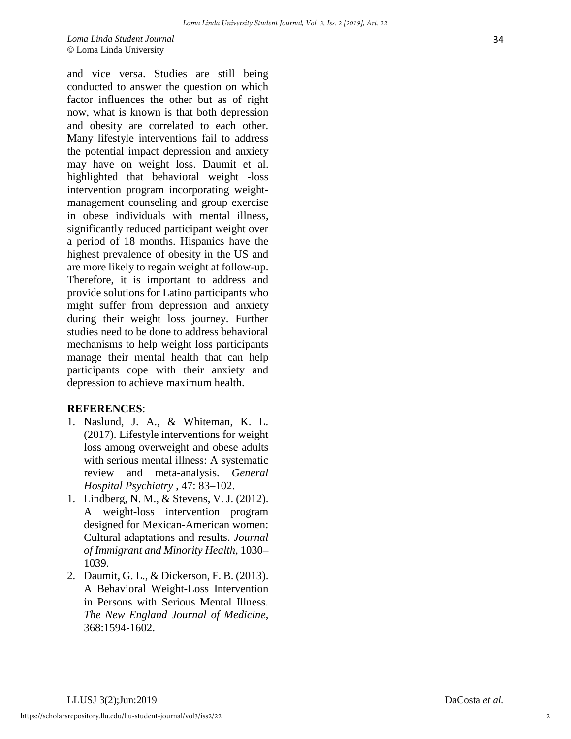and vice versa. Studies are still being conducted to answer the question on which factor influences the other but as of right now, what is known is that both depression and obesity are correlated to each other. Many lifestyle interventions fail to address the potential impact depression and anxiety may have on weight loss. Daumit et al. highlighted that behavioral weight -loss intervention program incorporating weight-management counseling and group exercise in obese individuals with mental illness, significantly reduced participant weight over a period of 18 months. Hispanics have the highest prevalence of obesity in the US and are more likely to regain weight at follow-up. Therefore, it is important to address and provide solutions for Latino participants who might suffer from depression and anxiety during their weight loss journey. Further studies need to be done to address behavioral mechanisms to help weight loss participants manage their mental health that can help participants cope with their anxiety and depression to achieve maximum health.

**REFERENCES**:

1. Naslund, J. A., & Whiteman, K. L. (2017). Lifestyle interventions for weight loss among overweight and obese adults with serious mental illness: A systematic review and meta-analysis. *General Hospital Psychiatry* , 47: 83–102.
1. Lindberg, N. M., & Stevens, V. J. (2012). A weight-loss intervention program designed for Mexican-American women: Cultural adaptations and results. *Journal of Immigrant and Minority Health*, 1030–1039.
2. Daumit, G. L., & Dickerson, F. B. (2013). A Behavioral Weight-Loss Intervention in Persons with Serious Mental Illness. *The New England Journal of Medicine*, 368:1594-1602.